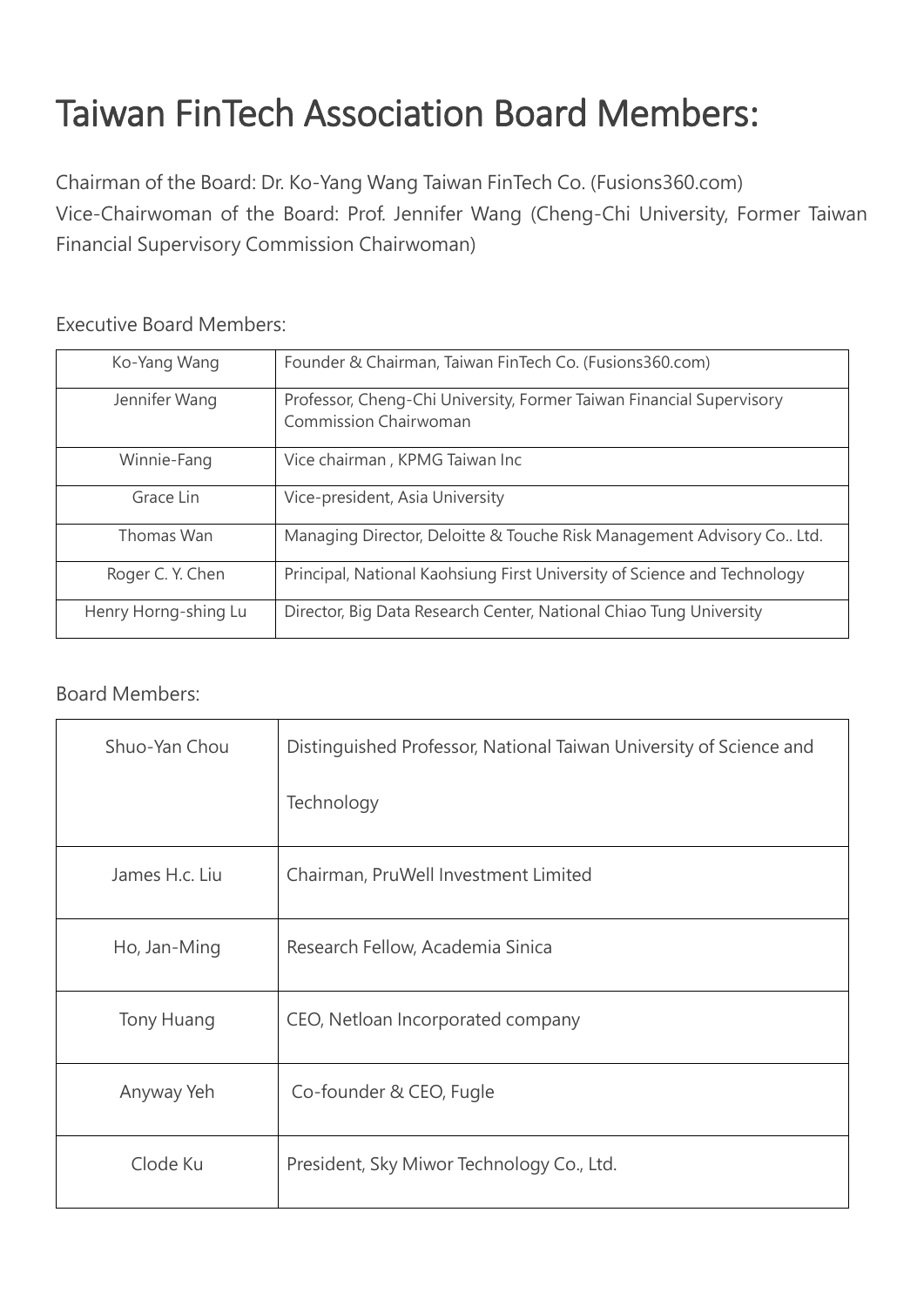# Taiwan FinTech Association Board Members:

Chairman of the Board: Dr. Ko-Yang Wang Taiwan FinTech Co. (Fusions360.com)
Vice-Chairwoman of the Board: Prof. Jennifer Wang (Cheng-Chi University, Former Taiwan Financial Supervisory Commission Chairwoman)

Executive Board Members:

| | |
|---|---|
| Ko-Yang Wang | Founder & Chairman, Taiwan FinTech Co. (Fusions360.com) |
| Jennifer Wang | Professor, Cheng-Chi University, Former Taiwan Financial Supervisory Commission Chairwoman |
| Winnie-Fang | Vice chairman , KPMG Taiwan Inc |
| Grace Lin | Vice-president, Asia University |
| Thomas Wan | Managing Director, Deloitte & Touche Risk Management Advisory Co.. Ltd. |
| Roger C. Y. Chen | Principal, National Kaohsiung First University of Science and Technology |
| Henry Horng-shing Lu | Director, Big Data Research Center, National Chiao Tung University |

Board Members:

| | |
|---|---|
| Shuo-Yan Chou | Distinguished Professor, National Taiwan University of Science and Technology |
| James H.c. Liu | Chairman, PruWell Investment Limited |
| Ho, Jan-Ming | Research Fellow, Academia Sinica |
| Tony Huang | CEO, Netloan Incorporated company |
| Anyway Yeh | Co-founder & CEO, Fugle |
| Clode Ku | President, Sky Miwor Technology Co., Ltd. |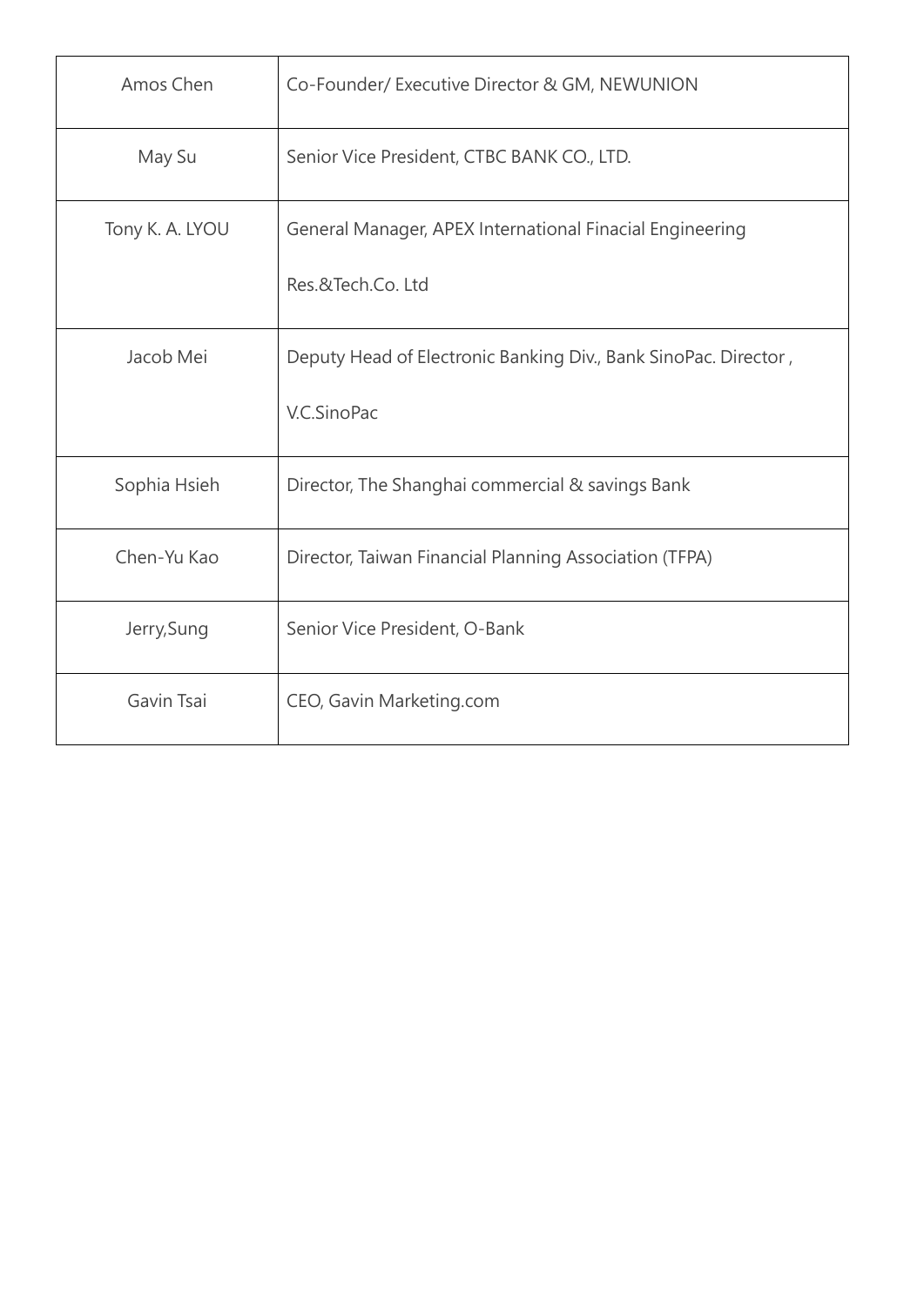| | |
|---|---|
| Amos Chen | Co-Founder/ Executive Director & GM, NEWUNION |
| May Su | Senior Vice President, CTBC BANK CO., LTD. |
| Tony K. A. LYOU | General Manager, APEX International Finacial Engineering Res.&Tech.Co. Ltd |
| Jacob Mei | Deputy Head of Electronic Banking Div., Bank SinoPac. Director , V.C.SinoPac |
| Sophia Hsieh | Director, The Shanghai commercial & savings Bank |
| Chen-Yu Kao | Director, Taiwan Financial Planning Association (TFPA) |
| Jerry,Sung | Senior Vice President, O-Bank |
| Gavin Tsai | CEO, Gavin Marketing.com |